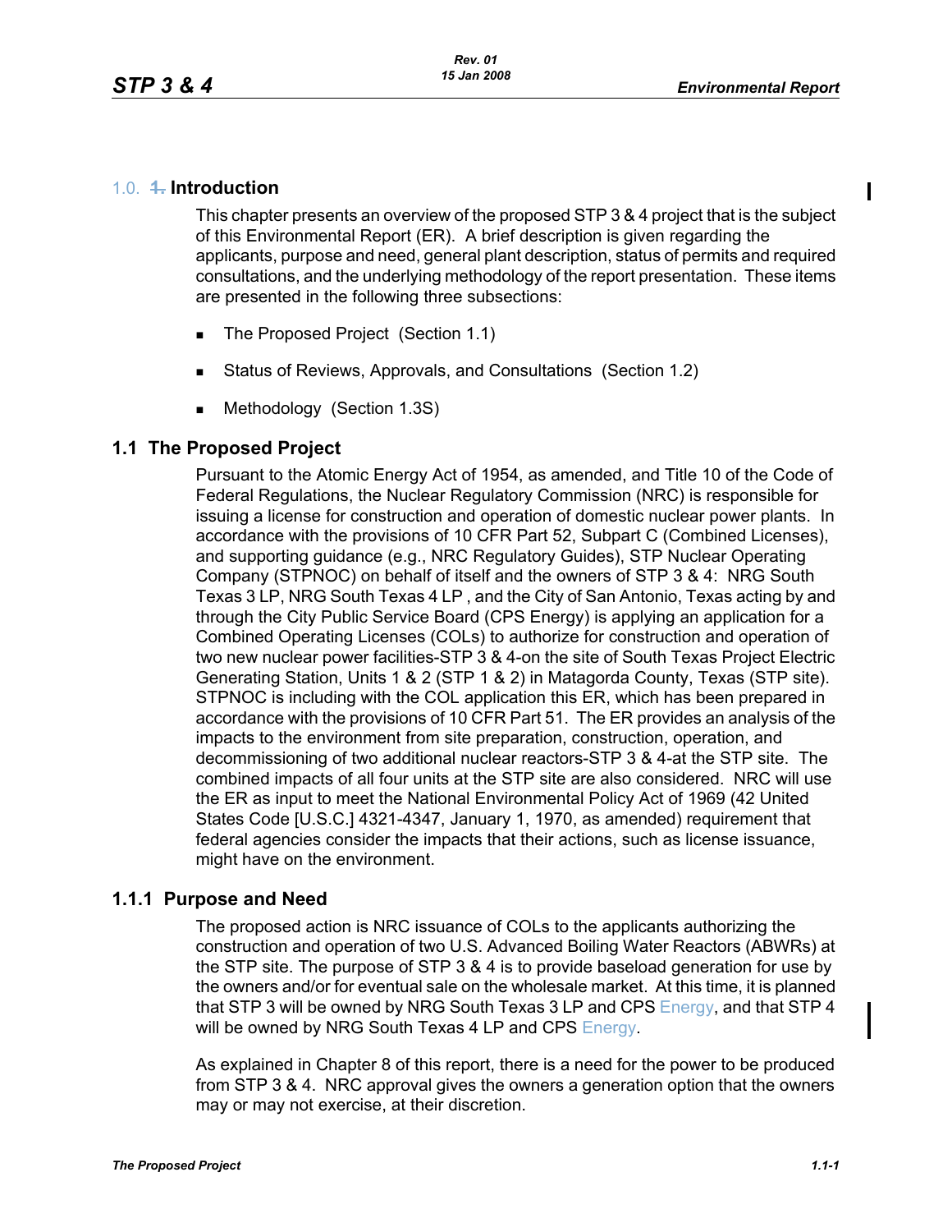# 1.0. ~~1.~~ Introduction

This chapter presents an overview of the proposed STP 3 & 4 project that is the subject of this Environmental Report (ER). A brief description is given regarding the applicants, purpose and need, general plant description, status of permits and required consultations, and the underlying methodology of the report presentation. These items are presented in the following three subsections:

- The Proposed Project (Section 1.1)
- Status of Reviews, Approvals, and Consultations (Section 1.2)
- Methodology (Section 1.3S)

## 1.1 The Proposed Project

Pursuant to the Atomic Energy Act of 1954, as amended, and Title 10 of the Code of Federal Regulations, the Nuclear Regulatory Commission (NRC) is responsible for issuing a license for construction and operation of domestic nuclear power plants. In accordance with the provisions of 10 CFR Part 52, Subpart C (Combined Licenses), and supporting guidance (e.g., NRC Regulatory Guides), STP Nuclear Operating Company (STPNOC) on behalf of itself and the owners of STP 3 & 4: NRG South Texas 3 LP, NRG South Texas 4 LP , and the City of San Antonio, Texas acting by and through the City Public Service Board (CPS Energy) is applying an application for a Combined Operating Licenses (COLs) to authorize for construction and operation of two new nuclear power facilities-STP 3 & 4-on the site of South Texas Project Electric Generating Station, Units 1 & 2 (STP 1 & 2) in Matagorda County, Texas (STP site). STPNOC is including with the COL application this ER, which has been prepared in accordance with the provisions of 10 CFR Part 51. The ER provides an analysis of the impacts to the environment from site preparation, construction, operation, and decommissioning of two additional nuclear reactors-STP 3 & 4-at the STP site. The combined impacts of all four units at the STP site are also considered. NRC will use the ER as input to meet the National Environmental Policy Act of 1969 (42 United States Code [U.S.C.] 4321-4347, January 1, 1970, as amended) requirement that federal agencies consider the impacts that their actions, such as license issuance, might have on the environment.

### 1.1.1 Purpose and Need

The proposed action is NRC issuance of COLs to the applicants authorizing the construction and operation of two U.S. Advanced Boiling Water Reactors (ABWRs) at the STP site. The purpose of STP 3 & 4 is to provide baseload generation for use by the owners and/or for eventual sale on the wholesale market. At this time, it is planned that STP 3 will be owned by NRG South Texas 3 LP and CPS Energy, and that STP 4 will be owned by NRG South Texas 4 LP and CPS Energy.

As explained in Chapter 8 of this report, there is a need for the power to be produced from STP 3 & 4. NRC approval gives the owners a generation option that the owners may or may not exercise, at their discretion.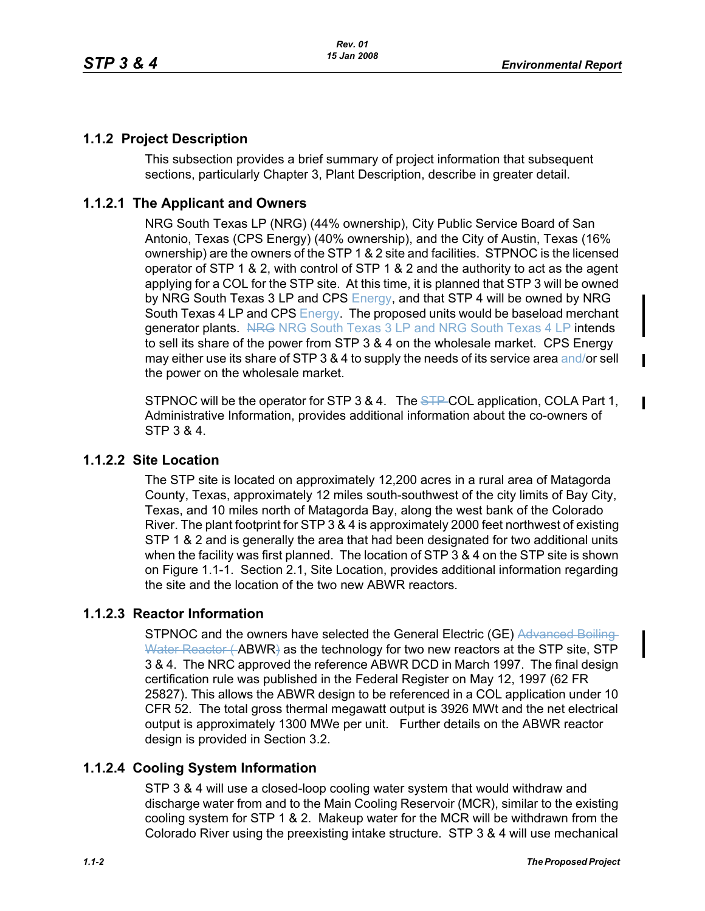## 1.1.2 Project Description

This subsection provides a brief summary of project information that subsequent sections, particularly Chapter 3, Plant Description, describe in greater detail.

### 1.1.2.1 The Applicant and Owners

NRG South Texas LP (NRG) (44% ownership), City Public Service Board of San Antonio, Texas (CPS Energy) (40% ownership), and the City of Austin, Texas (16% ownership) are the owners of the STP 1 & 2 site and facilities. STPNOC is the licensed operator of STP 1 & 2, with control of STP 1 & 2 and the authority to act as the agent applying for a COL for the STP site. At this time, it is planned that STP 3 will be owned by NRG South Texas 3 LP and CPS Energy, and that STP 4 will be owned by NRG South Texas 4 LP and CPS Energy. The proposed units would be baseload merchant generator plants. ~~NRG~~ NRG South Texas 3 LP and NRG South Texas 4 LP intends to sell its share of the power from STP 3 & 4 on the wholesale market. CPS Energy may either use its share of STP 3 & 4 to supply the needs of its service area and/or sell the power on the wholesale market.

STPNOC will be the operator for STP 3 & 4. The ~~STP~~ COL application, COLA Part 1, Administrative Information, provides additional information about the co-owners of STP 3 & 4.

### 1.1.2.2 Site Location

The STP site is located on approximately 12,200 acres in a rural area of Matagorda County, Texas, approximately 12 miles south-southwest of the city limits of Bay City, Texas, and 10 miles north of Matagorda Bay, along the west bank of the Colorado River. The plant footprint for STP 3 & 4 is approximately 2000 feet northwest of existing STP 1 & 2 and is generally the area that had been designated for two additional units when the facility was first planned. The location of STP 3 & 4 on the STP site is shown on Figure 1.1-1. Section 2.1, Site Location, provides additional information regarding the site and the location of the two new ABWR reactors.

### 1.1.2.3 Reactor Information

STPNOC and the owners have selected the General Electric (GE) ~~Advanced Boiling Water Reactor (~~ABWR~~)~~ as the technology for two new reactors at the STP site, STP 3 & 4. The NRC approved the reference ABWR DCD in March 1997. The final design certification rule was published in the Federal Register on May 12, 1997 (62 FR 25827). This allows the ABWR design to be referenced in a COL application under 10 CFR 52. The total gross thermal megawatt output is 3926 MWt and the net electrical output is approximately 1300 MWe per unit. Further details on the ABWR reactor design is provided in Section 3.2.

### 1.1.2.4 Cooling System Information

STP 3 & 4 will use a closed-loop cooling water system that would withdraw and discharge water from and to the Main Cooling Reservoir (MCR), similar to the existing cooling system for STP 1 & 2. Makeup water for the MCR will be withdrawn from the Colorado River using the preexisting intake structure. STP 3 & 4 will use mechanical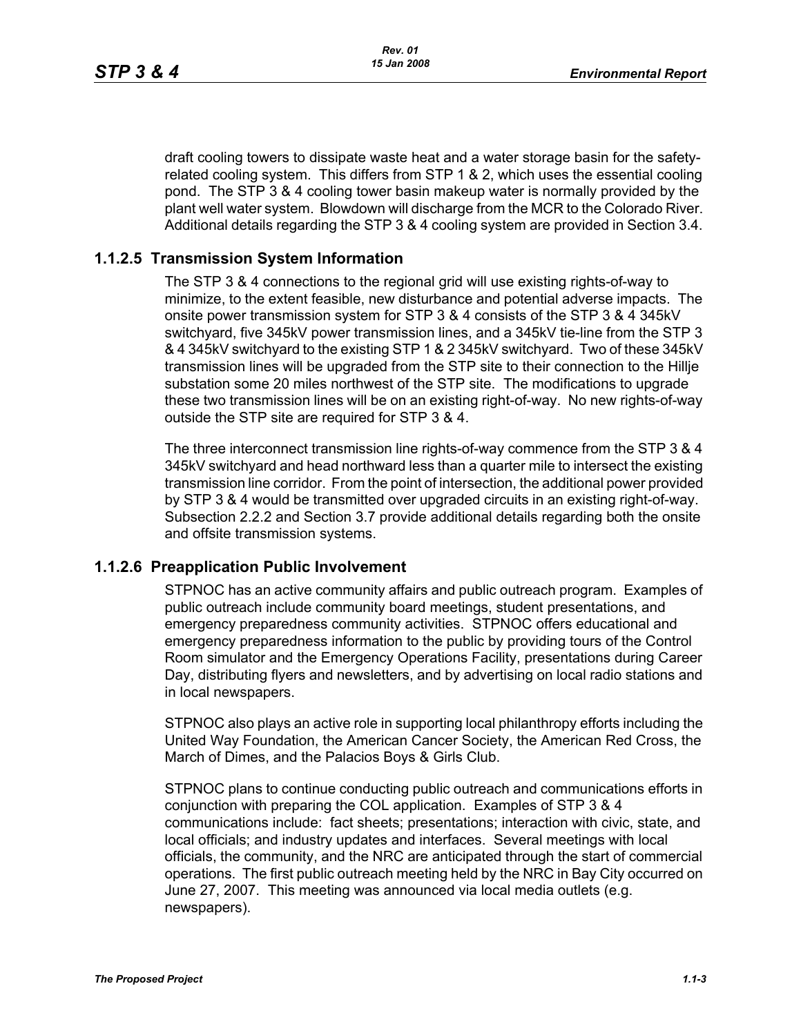draft cooling towers to dissipate waste heat and a water storage basin for the safety-related cooling system. This differs from STP 1 & 2, which uses the essential cooling pond. The STP 3 & 4 cooling tower basin makeup water is normally provided by the plant well water system. Blowdown will discharge from the MCR to the Colorado River. Additional details regarding the STP 3 & 4 cooling system are provided in Section 3.4.

### 1.1.2.5 Transmission System Information

The STP 3 & 4 connections to the regional grid will use existing rights-of-way to minimize, to the extent feasible, new disturbance and potential adverse impacts. The onsite power transmission system for STP 3 & 4 consists of the STP 3 & 4 345kV switchyard, five 345kV power transmission lines, and a 345kV tie-line from the STP 3 & 4 345kV switchyard to the existing STP 1 & 2 345kV switchyard. Two of these 345kV transmission lines will be upgraded from the STP site to their connection to the Hillje substation some 20 miles northwest of the STP site. The modifications to upgrade these two transmission lines will be on an existing right-of-way. No new rights-of-way outside the STP site are required for STP 3 & 4.

The three interconnect transmission line rights-of-way commence from the STP 3 & 4 345kV switchyard and head northward less than a quarter mile to intersect the existing transmission line corridor. From the point of intersection, the additional power provided by STP 3 & 4 would be transmitted over upgraded circuits in an existing right-of-way. Subsection 2.2.2 and Section 3.7 provide additional details regarding both the onsite and offsite transmission systems.

### 1.1.2.6 Preapplication Public Involvement

STPNOC has an active community affairs and public outreach program. Examples of public outreach include community board meetings, student presentations, and emergency preparedness community activities. STPNOC offers educational and emergency preparedness information to the public by providing tours of the Control Room simulator and the Emergency Operations Facility, presentations during Career Day, distributing flyers and newsletters, and by advertising on local radio stations and in local newspapers.

STPNOC also plays an active role in supporting local philanthropy efforts including the United Way Foundation, the American Cancer Society, the American Red Cross, the March of Dimes, and the Palacios Boys & Girls Club.

STPNOC plans to continue conducting public outreach and communications efforts in conjunction with preparing the COL application. Examples of STP 3 & 4 communications include: fact sheets; presentations; interaction with civic, state, and local officials; and industry updates and interfaces. Several meetings with local officials, the community, and the NRC are anticipated through the start of commercial operations. The first public outreach meeting held by the NRC in Bay City occurred on June 27, 2007. This meeting was announced via local media outlets (e.g. newspapers).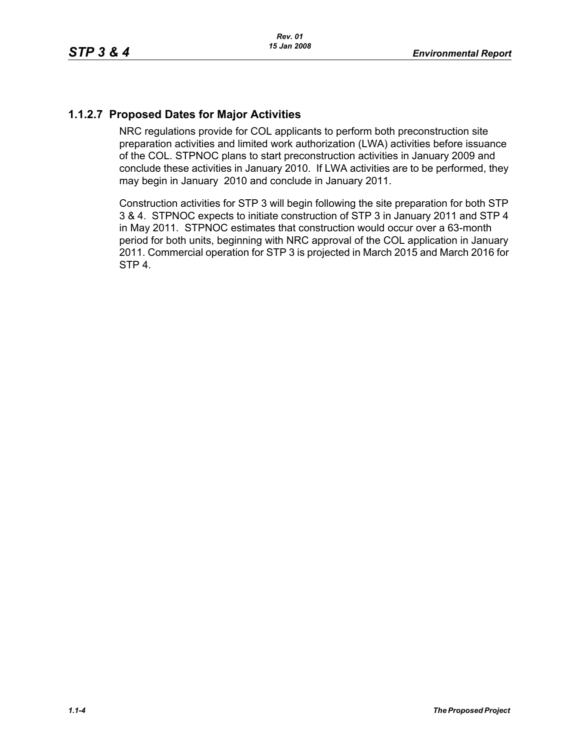### 1.1.2.7 Proposed Dates for Major Activities

NRC regulations provide for COL applicants to perform both preconstruction site preparation activities and limited work authorization (LWA) activities before issuance of the COL. STPNOC plans to start preconstruction activities in January 2009 and conclude these activities in January 2010. If LWA activities are to be performed, they may begin in January 2010 and conclude in January 2011.

Construction activities for STP 3 will begin following the site preparation for both STP 3 & 4. STPNOC expects to initiate construction of STP 3 in January 2011 and STP 4 in May 2011. STPNOC estimates that construction would occur over a 63-month period for both units, beginning with NRC approval of the COL application in January 2011. Commercial operation for STP 3 is projected in March 2015 and March 2016 for STP 4.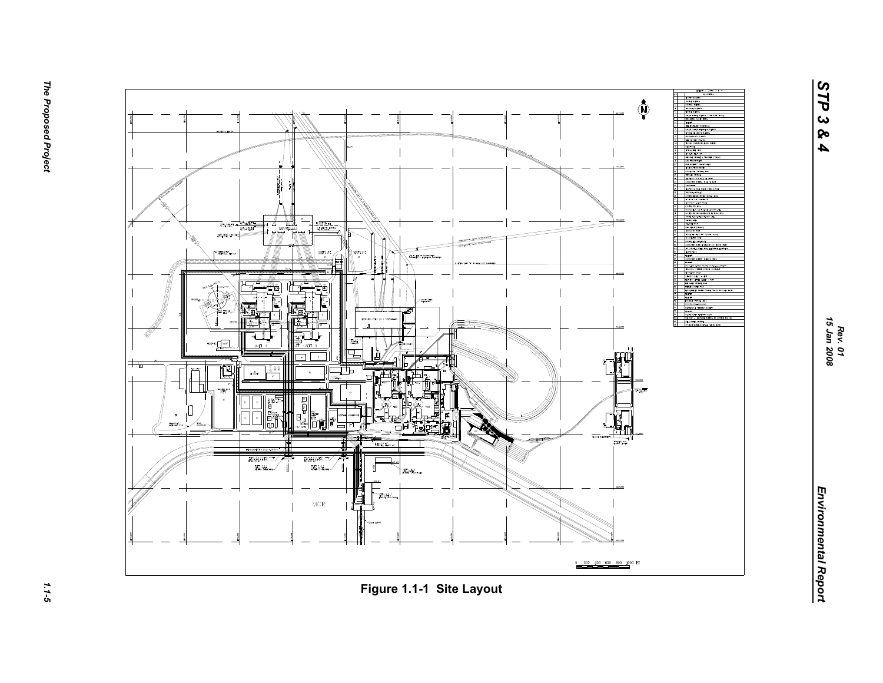MCR

0 200 400 600 800 1000 FT

Figure 1.1-1 Site Layout